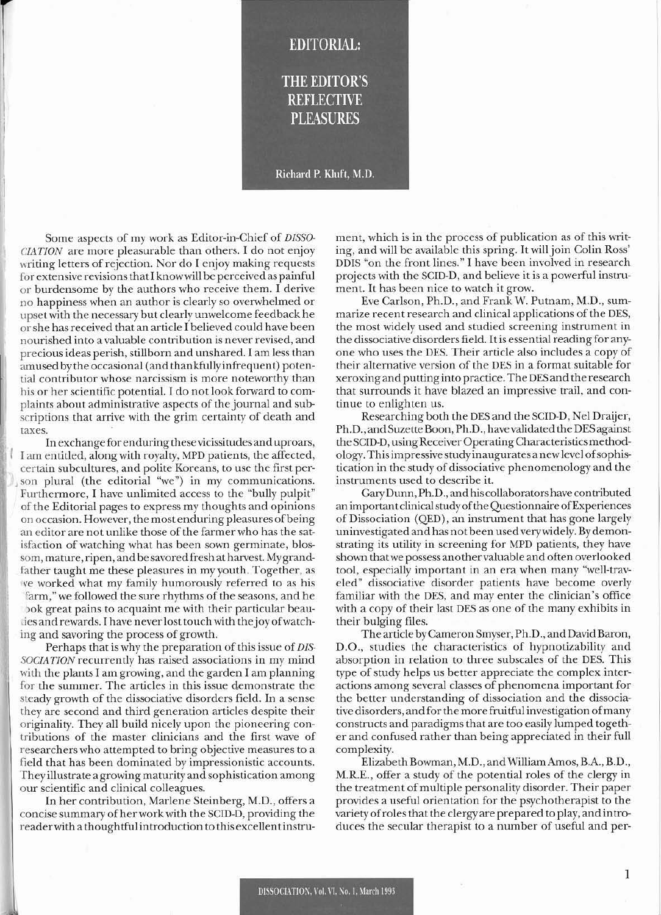# EDITORIAL:

## THE EDITOR'S REFLECTIVE PLEASURES

Richard P. Kluft, M.D.

Some aspects of my work as Editor-in-Chief of *DISSOCIATION* are more pleasurable than others. I do not enjoy writing letters of rejection. Nor do I enjoy making requests for extensive revisions that I know will be perceived as painful or burdensome by the authors who receive them. I derive no happiness when an author is clearly so overwhelmed or upset with the necessary but clearly unwelcome feedback he or she has received that an article I believed could have been nourished into a valuable contribution is never revised, and precious ideas perish, stillborn and unshared. I am less than amused by the occasional (and thankfully infrequent) potential contributor whose narcissism is more noteworthy than his or her scientific potential. I do not look forward to complaints about administrative aspects of the journal and subscriptions that arrive with the grim certainty of death and taxes.

In exchange for enduring these vicissitudes and uproars, I am entitled, along with royalty, MPD patients, the affected, certain subcultures, and polite Koreans, to use the first person plural (the editorial "we") in my communications. Furthermore, I have unlimited access to the "bully pulpit" of the Editorial pages to express my thoughts and opinions on occasion. However, the most enduring pleasures of being an editor are not unlike those of the farmer who has the satisfaction of watching what has been sown germinate, blossom, mature, ripen, and be savored fresh at harvest. My grandfather taught me these pleasures in my youth. Together, as we worked what my family humorously referred to as his "farm," we followed the sure rhythms of the seasons, and he took great pains to acquaint me with their particular beauties and rewards. I have never lost touch with the joy of watching and savoring the process of growth.

Perhaps that is why the preparation of this issue of *DISSOCIATION* recurrently has raised associations in my mind with the plants I am growing, and the garden I am planning for the summer. The articles in this issue demonstrate the steady growth of the dissociative disorders field. In a sense they are second and third generation articles despite their originality. They all build nicely upon the pioneering contributions of the master clinicians and the first wave of researchers who attempted to bring objective measures to a field that has been dominated by impressionistic accounts. They illustrate a growing maturity and sophistication among our scientific and clinical colleagues.

In her contribution, Marlene Steinberg, M.D., offers a concise summary of her work with the SCID-D, providing the reader with a thoughtful introduction to this excellent instrument, which is in the process of publication as of this writing, and will be available this spring. It will join Colin Ross' DDIS "on the front lines." I have been involved in research projects with the SCID-D, and believe it is a powerful instrument. It has been nice to watch it grow.

Eve Carlson, Ph.D., and Frank W. Putnam, M.D., summarize recent research and clinical applications of the DES, the most widely used and studied screening instrument in the dissociative disorders field. It is essential reading for anyone who uses the DES. Their article also includes a copy of their alternative version of the DES in a format suitable for xeroxing and putting into practice. The DES and the research that surrounds it have blazed an impressive trail, and continue to enlighten us.

Researching both the DES and the SCID-D, Nel Draijer, Ph.D., and Suzette Boon, Ph.D., have validated the DES against the SCID-D, using Receiver Operating Characteristics methodology. This impressive study inaugurates a new level of sophistication in the study of dissociative phenomenology and the instruments used to describe it.

Gary Dunn, Ph.D., and his collaborators have contributed an important clinical study of the Questionnaire of Experiences of Dissociation (QED), an instrument that has gone largely uninvestigated and has not been used very widely. By demonstrating its utility in screening for MPD patients, they have shown that we possess another valuable and often overlooked tool, especially important in an era when many "well-traveled" dissociative disorder patients have become overly familiar with the DES, and may enter the clinician's office with a copy of their last DES as one of the many exhibits in their bulging files.

The article by Cameron Smyser, Ph.D., and David Baron, D.O., studies the characteristics of hypnotizability and absorption in relation to three subscales of the DES. This type of study helps us better appreciate the complex interactions among several classes of phenomena important for the better understanding of dissociation and the dissociative disorders, and for the more fruitful investigation of many constructs and paradigms that are too easily lumped together and confused rather than being appreciated in their full complexity.

Elizabeth Bowman, M.D., and William Amos, B.A., B.D., M.R.E., offer a study of the potential roles of the clergy in the treatment of multiple personality disorder. Their paper provides a useful orientation for the psychotherapist to the variety of roles that the clergy are prepared to play, and introduces the secular therapist to a number of useful and per-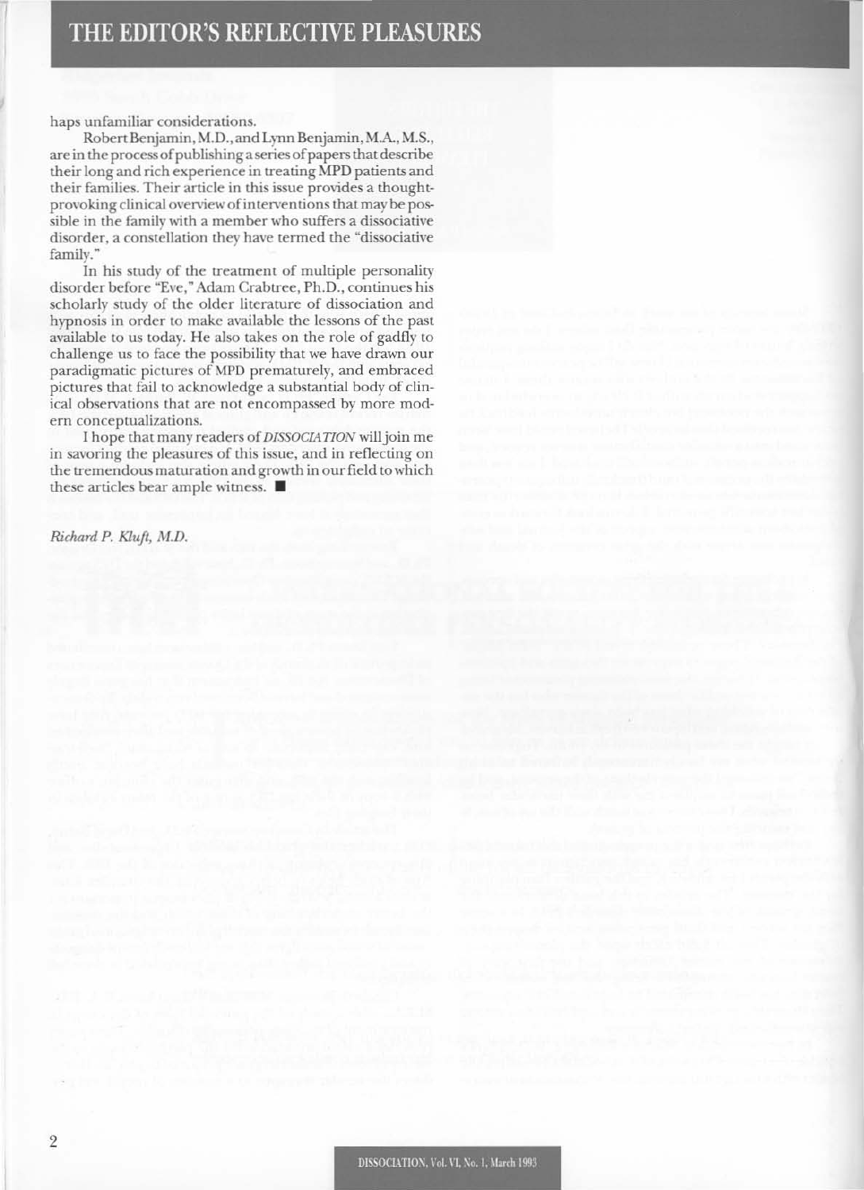haps unfamiliar considerations.

Robert Benjamin, M.D., and Lynn Benjamin, M.A., M.S., are in the process of publishing a series of papers that describe their long and rich experience in treating MPD patients and their families. Their article in this issue provides a thought-provoking clinical overview of interventions that may be possible in the family with a member who suffers a dissociative disorder, a constellation they have termed the "dissociative family."

In his study of the treatment of multiple personality disorder before "Eve," Adam Crabtree, Ph.D., continues his scholarly study of the older literature of dissociation and hypnosis in order to make available the lessons of the past available to us today. He also takes on the role of gadfly to challenge us to face the possibility that we have drawn our paradigmatic pictures of MPD prematurely, and embraced pictures that fail to acknowledge a substantial body of clinical observations that are not encompassed by more modern conceptualizations.

I hope that many readers of *DISSOCIATION* will join me in savoring the pleasures of this issue, and in reflecting on the tremendous maturation and growth in our field to which these articles bear ample witness. ■

*Richard P. Kluft, M.D.*